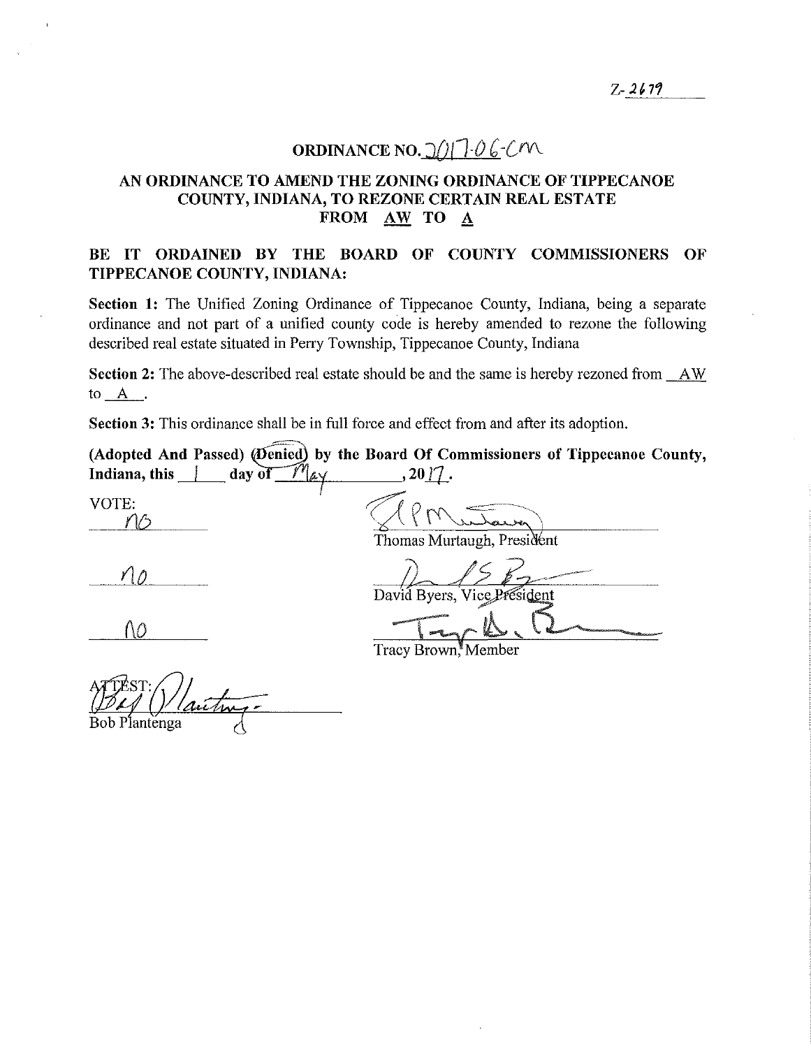Z-2679

# ORDINANCE NO. 2017-06-CM

## AN ORDINANCE TO AMEND THE ZONING ORDINANCE OF TIPPECANOE COUNTY, INDIANA, TO REZONE CERTAIN REAL ESTATE FROM AW TO A

**BE IT ORDAINED BY THE BOARD OF COUNTY COMMISSIONERS OF TIPPECANOE COUNTY, INDIANA:**

**Section 1:** The Unified Zoning Ordinance of Tippecanoe County, Indiana, being a separate ordinance and not part of a unified county code is hereby amended to rezone the following described real estate situated in Perry Township, Tippecanoe County, Indiana

**Section 2:** The above-described real estate should be and the same is hereby rezoned from AW to A.

**Section 3:** This ordinance shall be in full force and effect from and after its adoption.

**(Adopted And Passed) (Denied) by the Board Of Commissioners of Tippecanoe County, Indiana, this 1 day of May, 2017.**

| VOTE: | |
|---|---|
| no | Thomas Murtaugh, President |
| no | David Byers, Vice President |
| no | Tracy Brown, Member |

ATTEST:

Bob Plantenga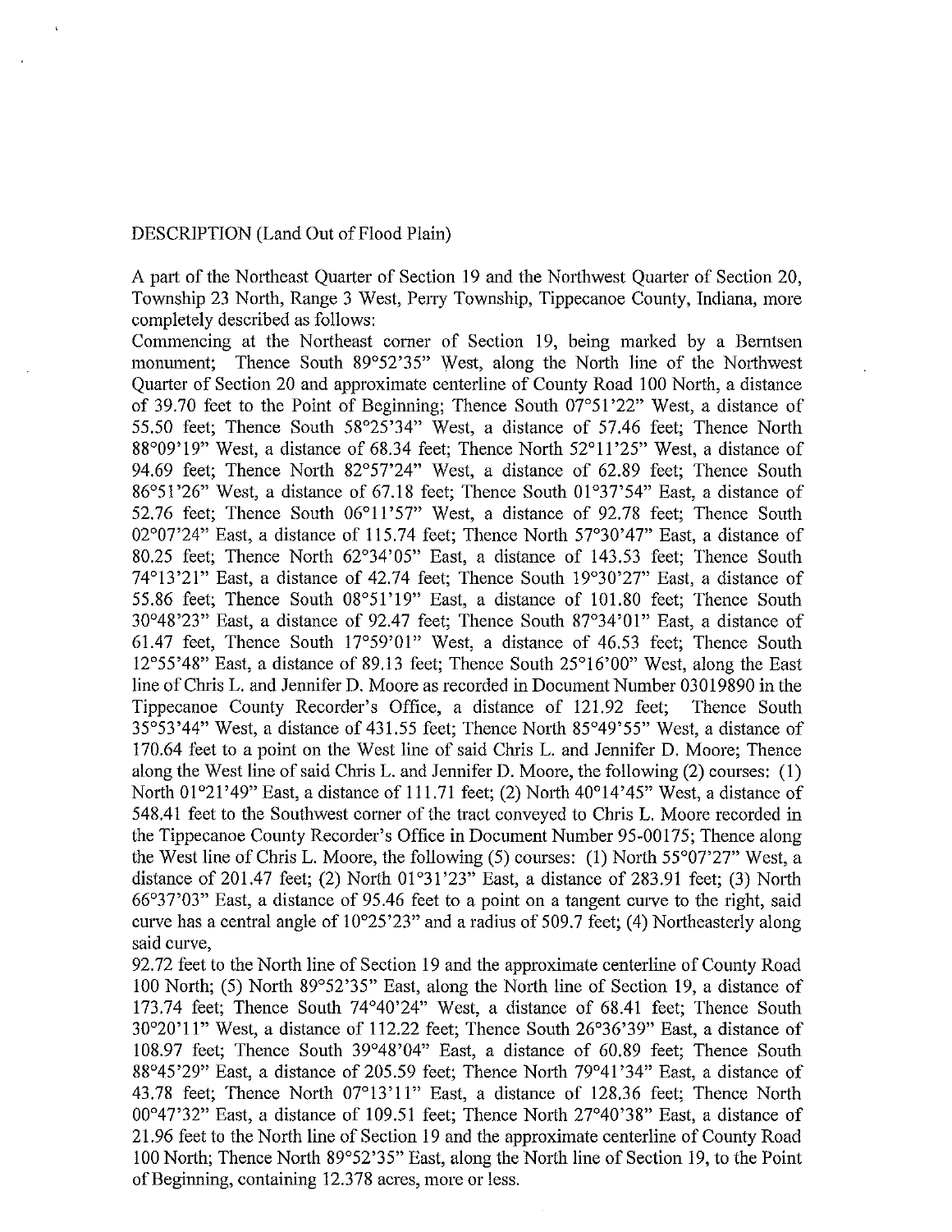DESCRIPTION (Land Out of Flood Plain)

A part of the Northeast Quarter of Section 19 and the Northwest Quarter of Section 20, Township 23 North, Range 3 West, Perry Township, Tippecanoe County, Indiana, more completely described as follows:

Commencing at the Northeast corner of Section 19, being marked by a Berntsen monument; Thence South 89°52'35" West, along the North line of the Northwest Quarter of Section 20 and approximate centerline of County Road 100 North, a distance of 39.70 feet to the Point of Beginning; Thence South 07°51'22" West, a distance of 55.50 feet; Thence South 58°25'34" West, a distance of 57.46 feet; Thence North 88°09'19" West, a distance of 68.34 feet; Thence North 52°11'25" West, a distance of 94.69 feet; Thence North 82°57'24" West, a distance of 62.89 feet; Thence South 86°51'26" West, a distance of 67.18 feet; Thence South 01°37'54" East, a distance of 52.76 feet; Thence South 06°11'57" West, a distance of 92.78 feet; Thence South 02°07'24" East, a distance of 115.74 feet; Thence North 57°30'47" East, a distance of 80.25 feet; Thence North 62°34'05" East, a distance of 143.53 feet; Thence South 74°13'21" East, a distance of 42.74 feet; Thence South 19°30'27" East, a distance of 55.86 feet; Thence South 08°51'19" East, a distance of 101.80 feet; Thence South 30°48'23" East, a distance of 92.47 feet; Thence South 87°34'01" East, a distance of 61.47 feet, Thence South 17°59'01" West, a distance of 46.53 feet; Thence South 12°55'48" East, a distance of 89.13 feet; Thence South 25°16'00" West, along the East line of Chris L. and Jennifer D. Moore as recorded in Document Number 03019890 in the Tippecanoe County Recorder's Office, a distance of 121.92 feet; Thence South 35°53'44" West, a distance of 431.55 feet; Thence North 85°49'55" West, a distance of 170.64 feet to a point on the West line of said Chris L. and Jennifer D. Moore; Thence along the West line of said Chris L. and Jennifer D. Moore, the following (2) courses: (1) North 01°21'49" East, a distance of 111.71 feet; (2) North 40°14'45" West, a distance of 548.41 feet to the Southwest corner of the tract conveyed to Chris L. Moore recorded in the Tippecanoe County Recorder's Office in Document Number 95-00175; Thence along the West line of Chris L. Moore, the following (5) courses: (1) North 55°07'27" West, a distance of 201.47 feet; (2) North 01°31'23" East, a distance of 283.91 feet; (3) North 66°37'03" East, a distance of 95.46 feet to a point on a tangent curve to the right, said curve has a central angle of 10°25'23" and a radius of 509.7 feet; (4) Northeasterly along said curve,

92.72 feet to the North line of Section 19 and the approximate centerline of County Road 100 North; (5) North 89°52'35" East, along the North line of Section 19, a distance of 173.74 feet; Thence South 74°40'24" West, a distance of 68.41 feet; Thence South 30°20'11" West, a distance of 112.22 feet; Thence South 26°36'39" East, a distance of 108.97 feet; Thence South 39°48'04" East, a distance of 60.89 feet; Thence South 88°45'29" East, a distance of 205.59 feet; Thence North 79°41'34" East, a distance of 43.78 feet; Thence North 07°13'11" East, a distance of 128.36 feet; Thence North 00°47'32" East, a distance of 109.51 feet; Thence North 27°40'38" East, a distance of 21.96 feet to the North line of Section 19 and the approximate centerline of County Road 100 North; Thence North 89°52'35" East, along the North line of Section 19, to the Point of Beginning, containing 12.378 acres, more or less.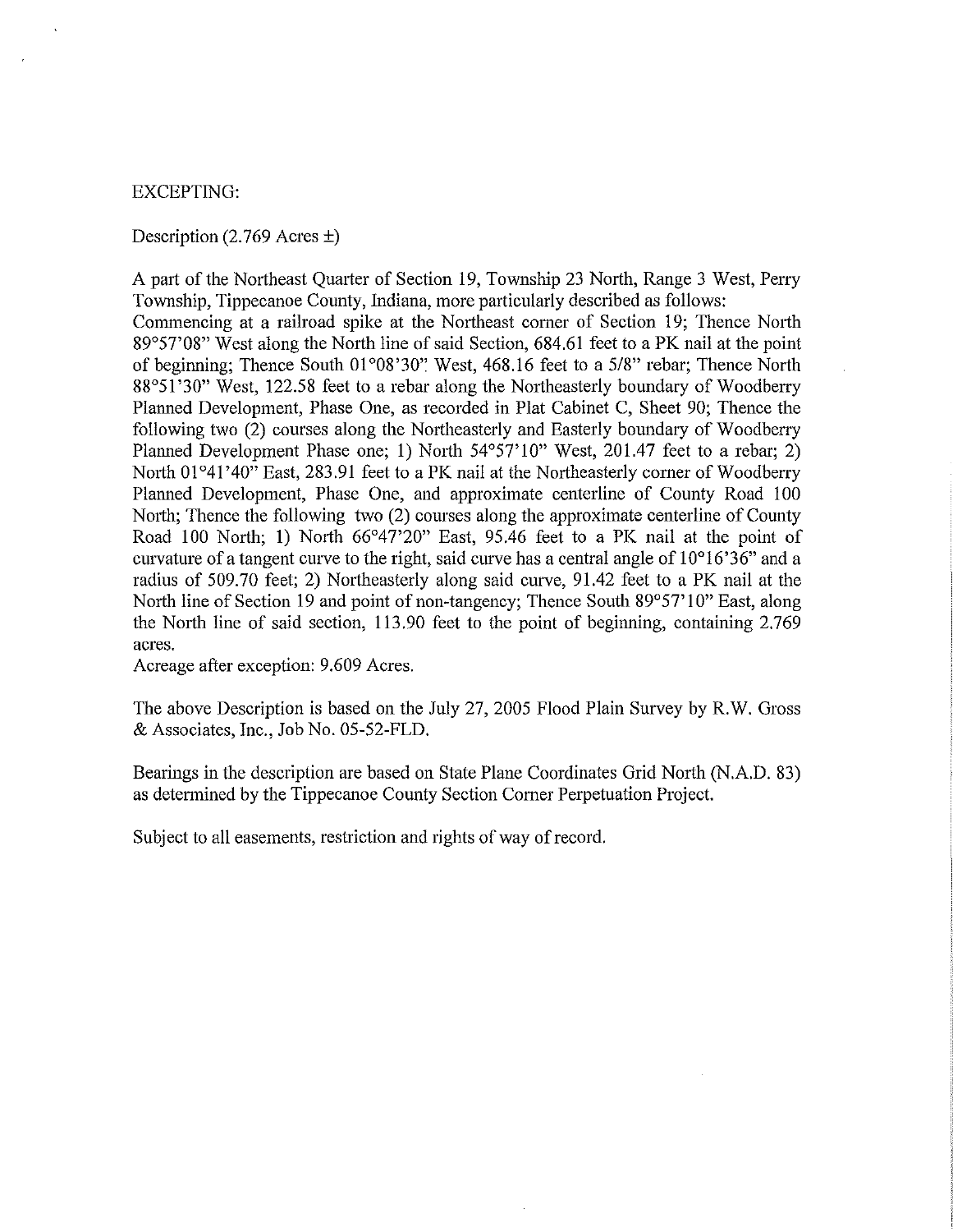EXCEPTING:

Description (2.769 Acres ±)

A part of the Northeast Quarter of Section 19, Township 23 North, Range 3 West, Perry Township, Tippecanoe County, Indiana, more particularly described as follows:
Commencing at a railroad spike at the Northeast corner of Section 19; Thence North 89°57'08" West along the North line of said Section, 684.61 feet to a PK nail at the point of beginning; Thence South 01°08'30" West, 468.16 feet to a 5/8" rebar; Thence North 88°51'30" West, 122.58 feet to a rebar along the Northeasterly boundary of Woodberry Planned Development, Phase One, as recorded in Plat Cabinet C, Sheet 90; Thence the following two (2) courses along the Northeasterly and Easterly boundary of Woodberry Planned Development Phase one; 1) North 54°57'10" West, 201.47 feet to a rebar; 2) North 01°41'40" East, 283.91 feet to a PK nail at the Northeasterly corner of Woodberry Planned Development, Phase One, and approximate centerline of County Road 100 North; Thence the following two (2) courses along the approximate centerline of County Road 100 North; 1) North 66°47'20" East, 95.46 feet to a PK nail at the point of curvature of a tangent curve to the right, said curve has a central angle of 10°16'36" and a radius of 509.70 feet; 2) Northeasterly along said curve, 91.42 feet to a PK nail at the North line of Section 19 and point of non-tangency; Thence South 89°57'10" East, along the North line of said section, 113.90 feet to the point of beginning, containing 2.769 acres.
Acreage after exception: 9.609 Acres.

The above Description is based on the July 27, 2005 Flood Plain Survey by R.W. Gross & Associates, Inc., Job No. 05-52-FLD.

Bearings in the description are based on State Plane Coordinates Grid North (N.A.D. 83) as determined by the Tippecanoe County Section Corner Perpetuation Project.

Subject to all easements, restriction and rights of way of record.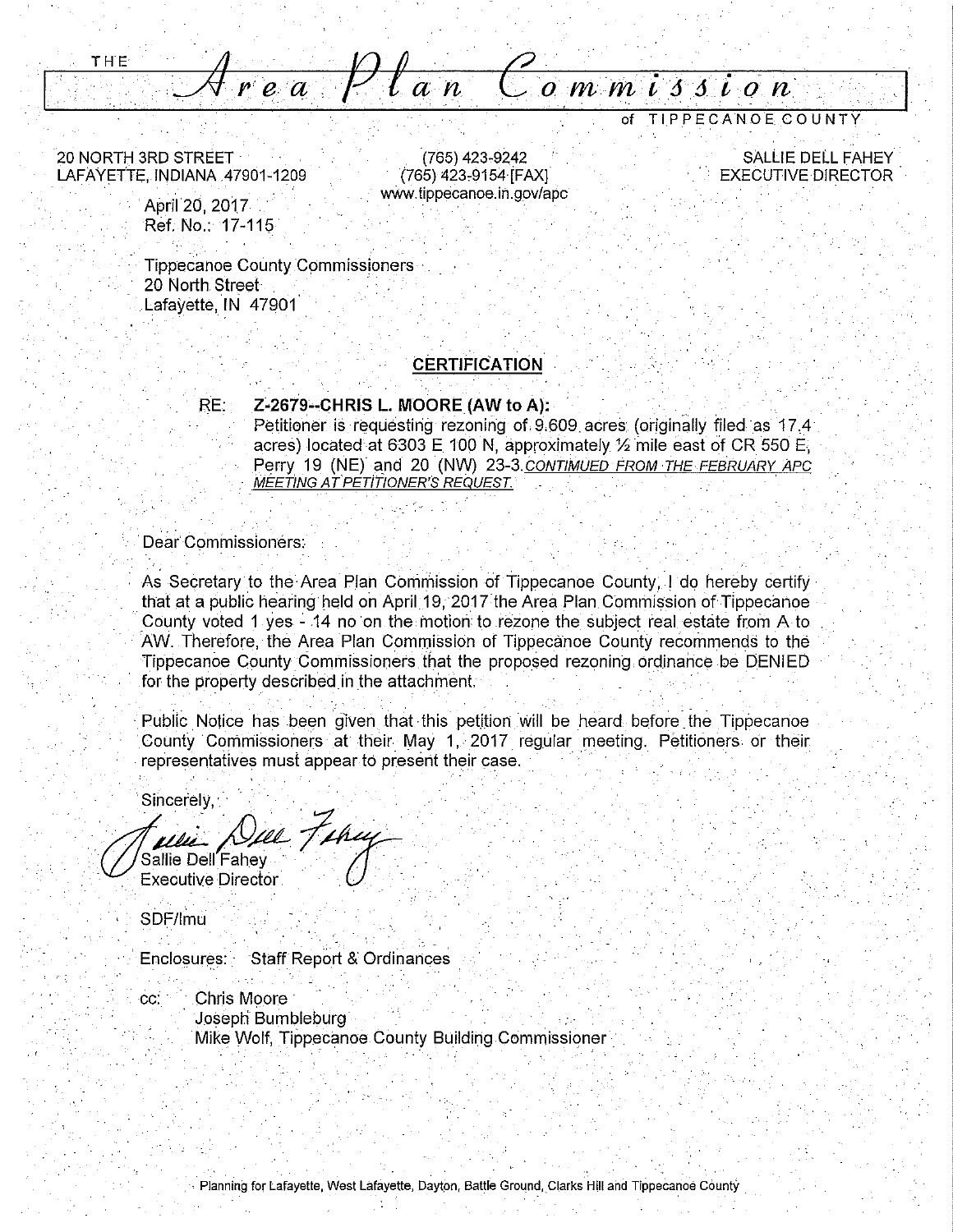THE *Area Plan Commission* of TIPPECANOE COUNTY

20 NORTH 3RD STREET
LAFAYETTE, INDIANA 47901-1209

(765) 423-9242
(765) 423-9154 [FAX]
www.tippecanoe.in.gov/apc

SALLIE DELL FAHEY
EXECUTIVE DIRECTOR

April 20, 2017
Ref. No.: 17-115

Tippecanoe County Commissioners
20 North Street
Lafayette, IN 47901

## CERTIFICATION

RE: **Z-2679--CHRIS L. MOORE (AW to A):**
Petitioner is requesting rezoning of 9.609 acres (originally filed as 17.4 acres) located at 6303 E 100 N, approximately ½ mile east of CR 550 E, Perry 19 (NE) and 20 (NW) 23-3. *CONTINUED FROM THE FEBRUARY APC MEETING AT PETITIONER'S REQUEST.*

Dear Commissioners:

As Secretary to the Area Plan Commission of Tippecanoe County, I do hereby certify that at a public hearing held on April 19, 2017 the Area Plan Commission of Tippecanoe County voted 1 yes - 14 no on the motion to rezone the subject real estate from A to AW. Therefore, the Area Plan Commission of Tippecanoe County recommends to the Tippecanoe County Commissioners that the proposed rezoning ordinance be DENIED for the property described in the attachment.

Public Notice has been given that this petition will be heard before the Tippecanoe County Commissioners at their May 1, 2017 regular meeting. Petitioners or their representatives must appear to present their case.

Sincerely,

Sallie Dell Fahey
Executive Director

SDF/lmu

Enclosures: Staff Report & Ordinances

cc: Chris Moore
Joseph Bumbleburg
Mike Wolf, Tippecanoe County Building Commissioner

Planning for Lafayette, West Lafayette, Dayton, Battle Ground, Clarks Hill and Tippecanoe County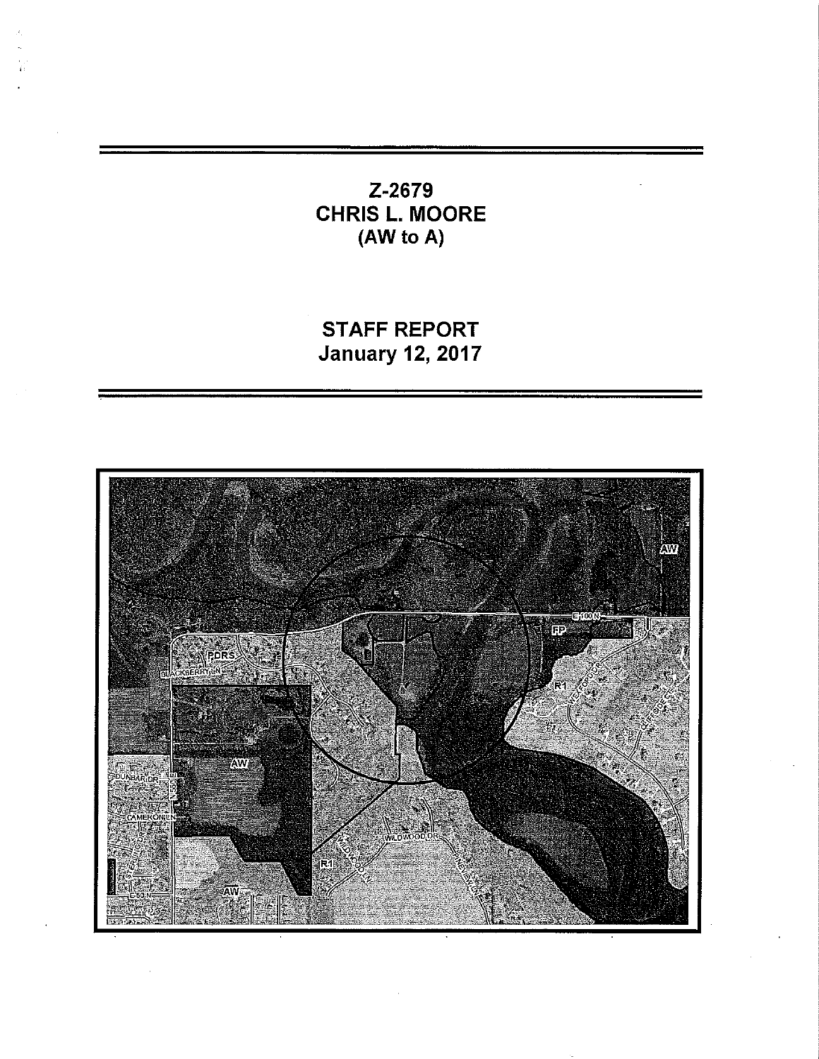# Z-2679
# CHRIS L. MOORE
# (AW to A)

# STAFF REPORT
# January 12, 2017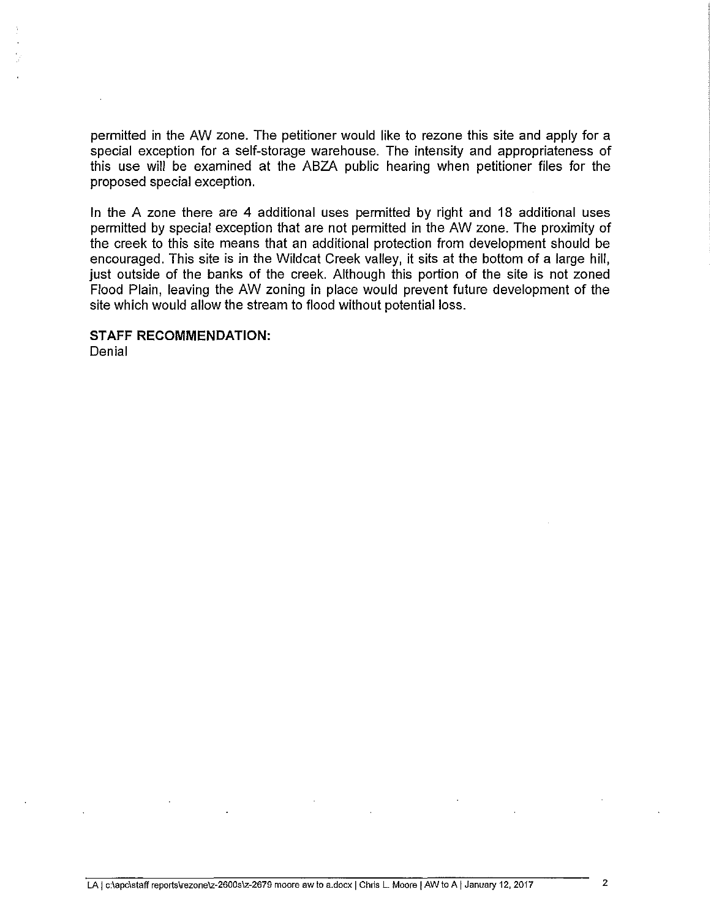permitted in the AW zone. The petitioner would like to rezone this site and apply for a special exception for a self-storage warehouse. The intensity and appropriateness of this use will be examined at the ABZA public hearing when petitioner files for the proposed special exception.

In the A zone there are 4 additional uses permitted by right and 18 additional uses permitted by special exception that are not permitted in the AW zone. The proximity of the creek to this site means that an additional protection from development should be encouraged. This site is in the Wildcat Creek valley, it sits at the bottom of a large hill, just outside of the banks of the creek. Although this portion of the site is not zoned Flood Plain, leaving the AW zoning in place would prevent future development of the site which would allow the stream to flood without potential loss.

**STAFF RECOMMENDATION:**
Denial